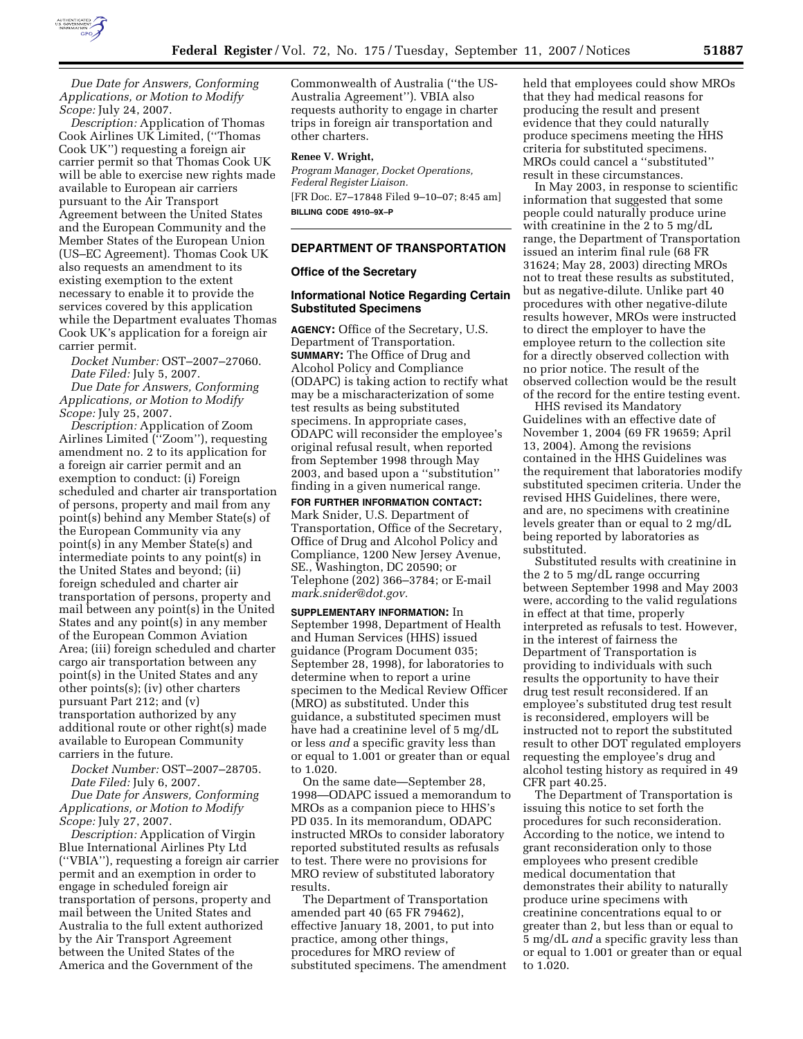*Due Date for Answers, Conforming Applications, or Motion to Modify Scope:* July 24, 2007.

*Description:* Application of Thomas Cook Airlines UK Limited, (''Thomas Cook UK'') requesting a foreign air carrier permit so that Thomas Cook UK will be able to exercise new rights made available to European air carriers pursuant to the Air Transport Agreement between the United States and the European Community and the Member States of the European Union (US–EC Agreement). Thomas Cook UK also requests an amendment to its existing exemption to the extent necessary to enable it to provide the services covered by this application while the Department evaluates Thomas Cook UK's application for a foreign air carrier permit.

*Docket Number:* OST–2007–27060.

*Date Filed:* July 5, 2007.

*Due Date for Answers, Conforming Applications, or Motion to Modify Scope:* July 25, 2007.

*Description:* Application of Zoom Airlines Limited (''Zoom''), requesting amendment no. 2 to its application for a foreign air carrier permit and an exemption to conduct: (i) Foreign scheduled and charter air transportation of persons, property and mail from any point(s) behind any Member State(s) of the European Community via any point(s) in any Member State(s) and intermediate points to any point(s) in the United States and beyond; (ii) foreign scheduled and charter air transportation of persons, property and mail between any point(s) in the United States and any point(s) in any member of the European Common Aviation Area; (iii) foreign scheduled and charter cargo air transportation between any point(s) in the United States and any other points(s); (iv) other charters pursuant Part 212; and (v) transportation authorized by any additional route or other right(s) made available to European Community carriers in the future.

*Docket Number:* OST–2007–28705.

*Date Filed:* July 6, 2007.

*Due Date for Answers, Conforming Applications, or Motion to Modify Scope:* July 27, 2007.

*Description:* Application of Virgin Blue International Airlines Pty Ltd (''VBIA''), requesting a foreign air carrier permit and an exemption in order to engage in scheduled foreign air transportation of persons, property and mail between the United States and Australia to the full extent authorized by the Air Transport Agreement between the United States of the America and the Government of the Commonwealth of Australia (''the US-Australia Agreement''). VBIA also requests authority to engage in charter trips in foreign air transportation and other charters.

**Renee V. Wright,**

*Program Manager, Docket Operations, Federal Register Liaison.*

[FR Doc. E7–17848 Filed 9–10–07; 8:45 am]

**BILLING CODE 4910–9X–P**

## DEPARTMENT OF TRANSPORTATION

### Office of the Secretary

### Informational Notice Regarding Certain Substituted Specimens

**AGENCY:** Office of the Secretary, U.S. Department of Transportation.

**SUMMARY:** The Office of Drug and Alcohol Policy and Compliance (ODAPC) is taking action to rectify what may be a mischaracterization of some test results as being substituted specimens. In appropriate cases, ODAPC will reconsider the employee's original refusal result, when reported from September 1998 through May 2003, and based upon a ''substitution'' finding in a given numerical range.

**FOR FURTHER INFORMATION CONTACT:** Mark Snider, U.S. Department of Transportation, Office of the Secretary, Office of Drug and Alcohol Policy and Compliance, 1200 New Jersey Avenue, SE., Washington, DC 20590; or Telephone (202) 366–3784; or E-mail *mark.snider@dot.gov*.

**SUPPLEMENTARY INFORMATION:** In September 1998, Department of Health and Human Services (HHS) issued guidance (Program Document 035; September 28, 1998), for laboratories to determine when to report a urine specimen to the Medical Review Officer (MRO) as substituted. Under this guidance, a substituted specimen must have had a creatinine level of 5 mg/dL or less *and* a specific gravity less than or equal to 1.001 or greater than or equal to 1.020.

On the same date—September 28, 1998—ODAPC issued a memorandum to MROs as a companion piece to HHS's PD 035. In its memorandum, ODAPC instructed MROs to consider laboratory reported substituted results as refusals to test. There were no provisions for MRO review of substituted laboratory results.

The Department of Transportation amended part 40 (65 FR 79462), effective January 18, 2001, to put into practice, among other things, procedures for MRO review of substituted specimens. The amendment held that employees could show MROs that they had medical reasons for producing the result and present evidence that they could naturally produce specimens meeting the HHS criteria for substituted specimens. MROs could cancel a ''substituted'' result in these circumstances.

In May 2003, in response to scientific information that suggested that some people could naturally produce urine with creatinine in the 2 to 5 mg/dL range, the Department of Transportation issued an interim final rule (68 FR 31624; May 28, 2003) directing MROs not to treat these results as substituted, but as negative-dilute. Unlike part 40 procedures with other negative-dilute results however, MROs were instructed to direct the employer to have the employee return to the collection site for a directly observed collection with no prior notice. The result of the observed collection would be the result of the record for the entire testing event.

HHS revised its Mandatory Guidelines with an effective date of November 1, 2004 (69 FR 19659; April 13, 2004). Among the revisions contained in the HHS Guidelines was the requirement that laboratories modify substituted specimen criteria. Under the revised HHS Guidelines, there were, and are, no specimens with creatinine levels greater than or equal to 2 mg/dL being reported by laboratories as substituted.

Substituted results with creatinine in the 2 to 5 mg/dL range occurring between September 1998 and May 2003 were, according to the valid regulations in effect at that time, properly interpreted as refusals to test. However, in the interest of fairness the Department of Transportation is providing to individuals with such results the opportunity to have their drug test result reconsidered. If an employee's substituted drug test result is reconsidered, employers will be instructed not to report the substituted result to other DOT regulated employers requesting the employee's drug and alcohol testing history as required in 49 CFR part 40.25.

The Department of Transportation is issuing this notice to set forth the procedures for such reconsideration. According to the notice, we intend to grant reconsideration only to those employees who present credible medical documentation that demonstrates their ability to naturally produce urine specimens with creatinine concentrations equal to or greater than 2, but less than or equal to 5 mg/dL *and* a specific gravity less than or equal to 1.001 or greater than or equal to 1.020.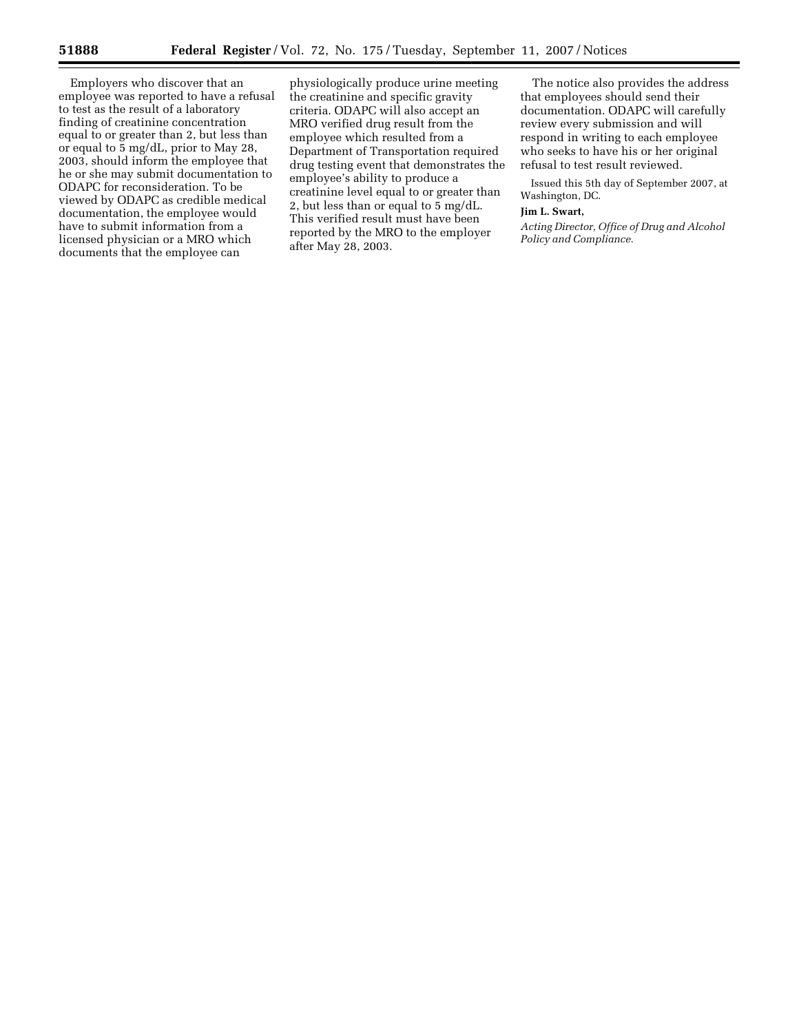Employers who discover that an employee was reported to have a refusal to test as the result of a laboratory finding of creatinine concentration equal to or greater than 2, but less than or equal to 5 mg/dL, prior to May 28, 2003, should inform the employee that he or she may submit documentation to ODAPC for reconsideration. To be viewed by ODAPC as credible medical documentation, the employee would have to submit information from a licensed physician or a MRO which documents that the employee can physiologically produce urine meeting the creatinine and specific gravity criteria. ODAPC will also accept an MRO verified drug result from the employee which resulted from a Department of Transportation required drug testing event that demonstrates the employee's ability to produce a creatinine level equal to or greater than 2, but less than or equal to 5 mg/dL. This verified result must have been reported by the MRO to the employer after May 28, 2003.

The notice also provides the address that employees should send their documentation. ODAPC will carefully review every submission and will respond in writing to each employee who seeks to have his or her original refusal to test result reviewed.

Issued this 5th day of September 2007, at Washington, DC.

**Jim L. Swart,**

*Acting Director, Office of Drug and Alcohol Policy and Compliance.*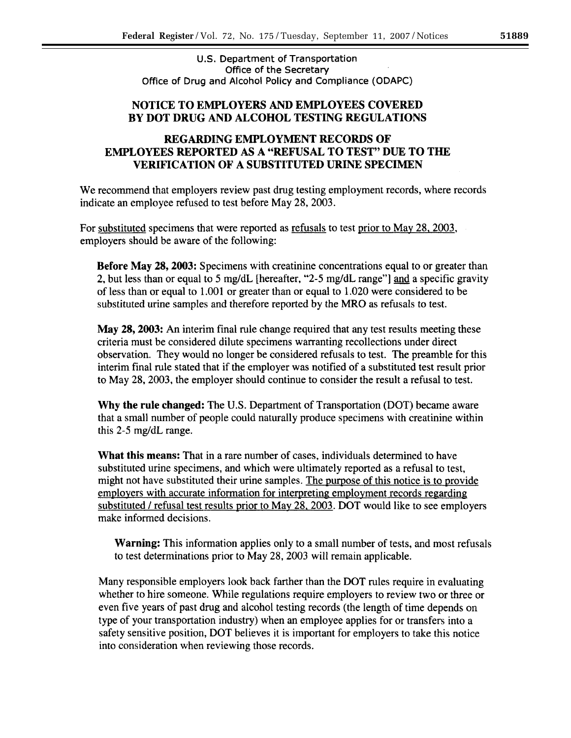U.S. Department of Transportation
Office of the Secretary
Office of Drug and Alcohol Policy and Compliance (ODAPC)

## NOTICE TO EMPLOYERS AND EMPLOYEES COVERED BY DOT DRUG AND ALCOHOL TESTING REGULATIONS

## REGARDING EMPLOYMENT RECORDS OF EMPLOYEES REPORTED AS A "REFUSAL TO TEST" DUE TO THE VERIFICATION OF A SUBSTITUTED URINE SPECIMEN

We recommend that employers review past drug testing employment records, where records indicate an employee refused to test before May 28, 2003.

For substituted specimens that were reported as refusals to test prior to May 28, 2003, employers should be aware of the following:

**Before May 28, 2003:** Specimens with creatinine concentrations equal to or greater than 2, but less than or equal to 5 mg/dL [hereafter, "2-5 mg/dL range"] and a specific gravity of less than or equal to 1.001 or greater than or equal to 1.020 were considered to be substituted urine samples and therefore reported by the MRO as refusals to test.

**May 28, 2003:** An interim final rule change required that any test results meeting these criteria must be considered dilute specimens warranting recollections under direct observation. They would no longer be considered refusals to test. The preamble for this interim final rule stated that if the employer was notified of a substituted test result prior to May 28, 2003, the employer should continue to consider the result a refusal to test.

**Why the rule changed:** The U.S. Department of Transportation (DOT) became aware that a small number of people could naturally produce specimens with creatinine within this 2-5 mg/dL range.

**What this means:** That in a rare number of cases, individuals determined to have substituted urine specimens, and which were ultimately reported as a refusal to test, might not have substituted their urine samples. The purpose of this notice is to provide employers with accurate information for interpreting employment records regarding substituted / refusal test results prior to May 28, 2003. DOT would like to see employers make informed decisions.

> **Warning:** This information applies only to a small number of tests, and most refusals to test determinations prior to May 28, 2003 will remain applicable.

Many responsible employers look back farther than the DOT rules require in evaluating whether to hire someone. While regulations require employers to review two or three or even five years of past drug and alcohol testing records (the length of time depends on type of your transportation industry) when an employee applies for or transfers into a safety sensitive position, DOT believes it is important for employers to take this notice into consideration when reviewing those records.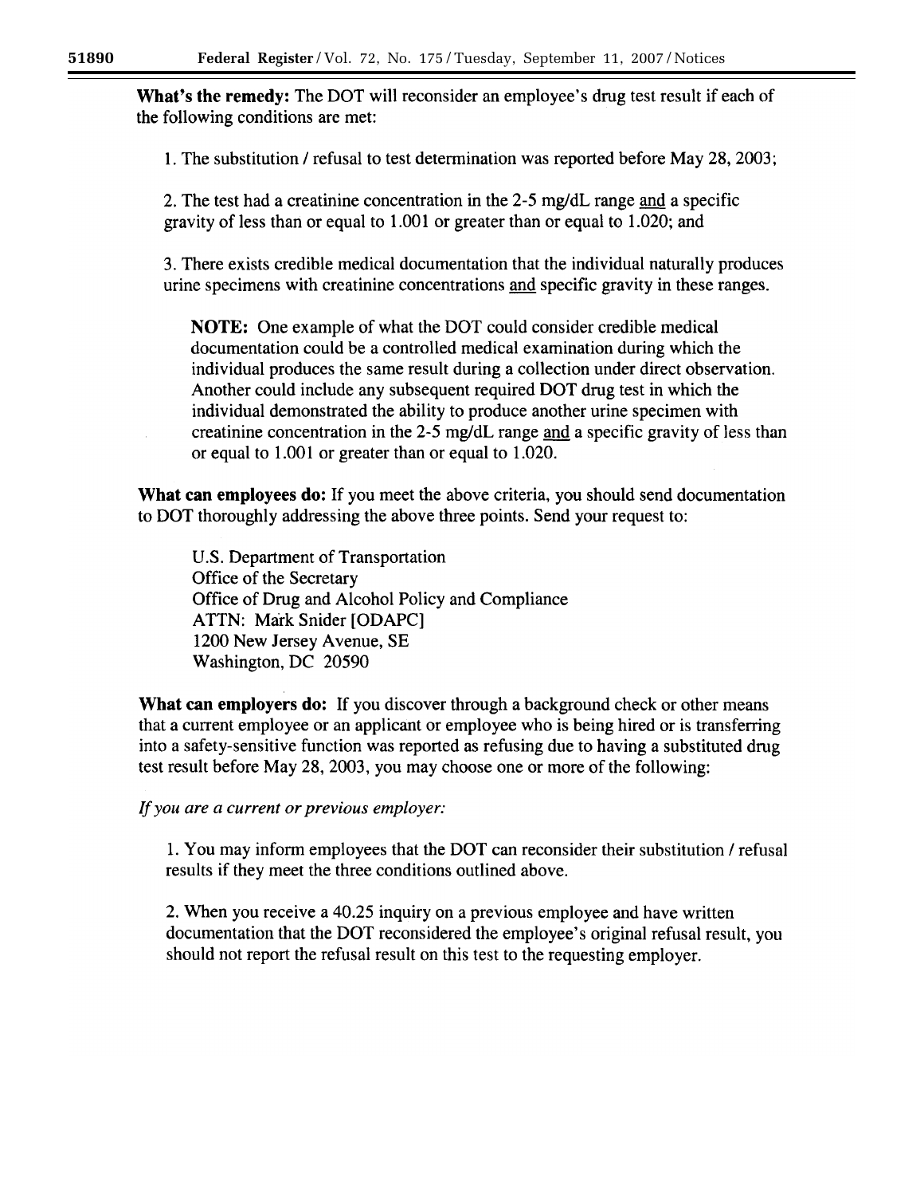**What's the remedy:** The DOT will reconsider an employee's drug test result if each of the following conditions are met:

1. The substitution / refusal to test determination was reported before May 28, 2003;

2. The test had a creatinine concentration in the 2-5 mg/dL range and a specific gravity of less than or equal to 1.001 or greater than or equal to 1.020; and

3. There exists credible medical documentation that the individual naturally produces urine specimens with creatinine concentrations and specific gravity in these ranges.

> **NOTE:** One example of what the DOT could consider credible medical documentation could be a controlled medical examination during which the individual produces the same result during a collection under direct observation. Another could include any subsequent required DOT drug test in which the individual demonstrated the ability to produce another urine specimen with creatinine concentration in the 2-5 mg/dL range and a specific gravity of less than or equal to 1.001 or greater than or equal to 1.020.

**What can employees do:** If you meet the above criteria, you should send documentation to DOT thoroughly addressing the above three points. Send your request to:

U.S. Department of Transportation
Office of the Secretary
Office of Drug and Alcohol Policy and Compliance
ATTN: Mark Snider [ODAPC]
1200 New Jersey Avenue, SE
Washington, DC 20590

**What can employers do:** If you discover through a background check or other means that a current employee or an applicant or employee who is being hired or is transferring into a safety-sensitive function was reported as refusing due to having a substituted drug test result before May 28, 2003, you may choose one or more of the following:

*If you are a current or previous employer:*

1. You may inform employees that the DOT can reconsider their substitution / refusal results if they meet the three conditions outlined above.

2. When you receive a 40.25 inquiry on a previous employee and have written documentation that the DOT reconsidered the employee's original refusal result, you should not report the refusal result on this test to the requesting employer.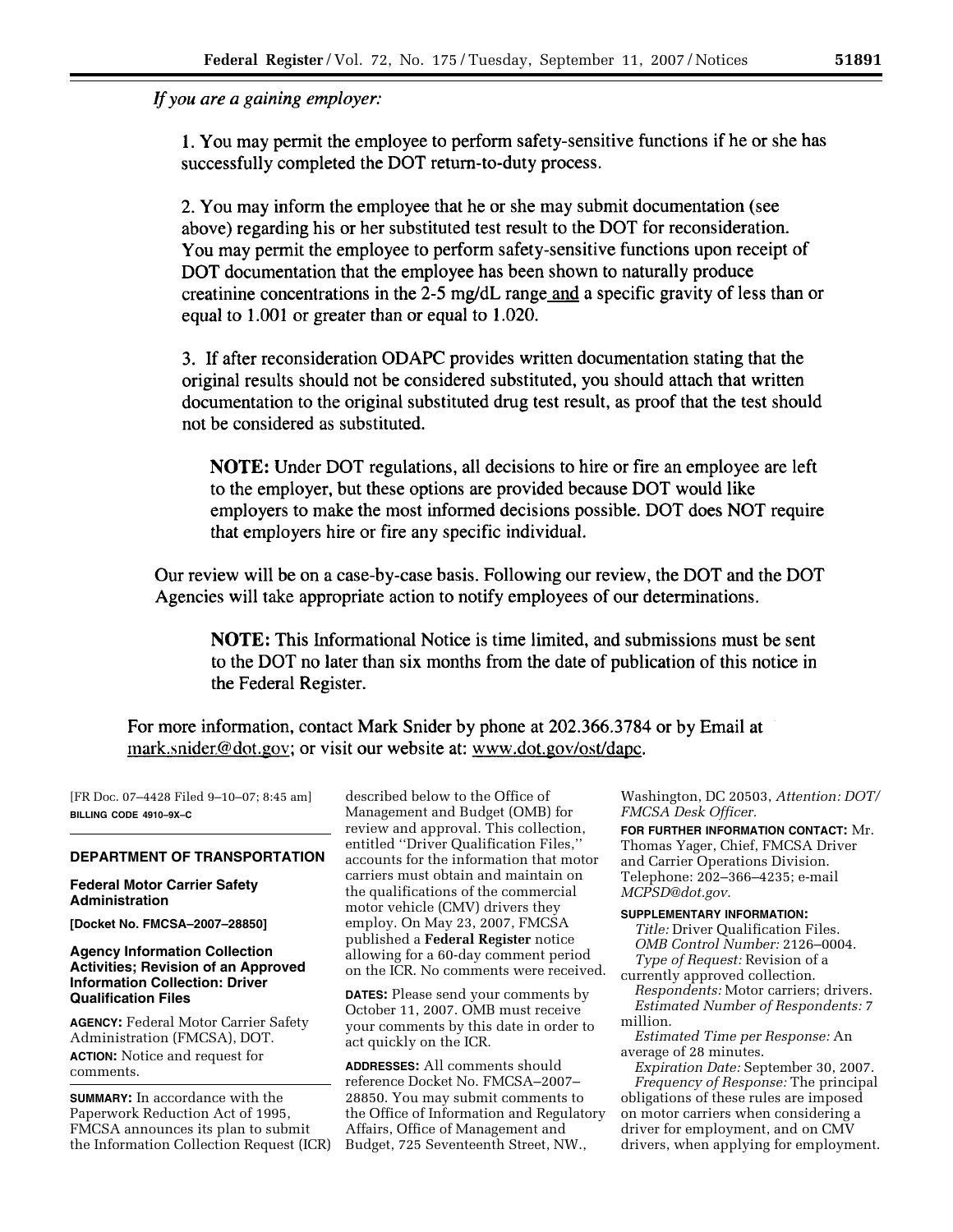*If you are a gaining employer:*

1. You may permit the employee to perform safety-sensitive functions if he or she has successfully completed the DOT return-to-duty process.

2. You may inform the employee that he or she may submit documentation (see above) regarding his or her substituted test result to the DOT for reconsideration. You may permit the employee to perform safety-sensitive functions upon receipt of DOT documentation that the employee has been shown to naturally produce creatinine concentrations in the 2-5 mg/dL range and a specific gravity of less than or equal to 1.001 or greater than or equal to 1.020.

3. If after reconsideration ODAPC provides written documentation stating that the original results should not be considered substituted, you should attach that written documentation to the original substituted drug test result, as proof that the test should not be considered as substituted.

> **NOTE:** Under DOT regulations, all decisions to hire or fire an employee are left to the employer, but these options are provided because DOT would like employers to make the most informed decisions possible. DOT does NOT require that employers hire or fire any specific individual.

Our review will be on a case-by-case basis. Following our review, the DOT and the DOT Agencies will take appropriate action to notify employees of our determinations.

> **NOTE:** This Informational Notice is time limited, and submissions must be sent to the DOT no later than six months from the date of publication of this notice in the Federal Register.

For more information, contact Mark Snider by phone at 202.366.3784 or by Email at mark.snider@dot.gov; or visit our website at: www.dot.gov/ost/dapc.

[FR Doc. 07–4428 Filed 9–10–07; 8:45 am]

**BILLING CODE 4910–9X–C**

## DEPARTMENT OF TRANSPORTATION

### Federal Motor Carrier Safety Administration

**[Docket No. FMCSA–2007–28850]**

### Agency Information Collection Activities; Revision of an Approved Information Collection: Driver Qualification Files

**AGENCY:** Federal Motor Carrier Safety Administration (FMCSA), DOT.

**ACTION:** Notice and request for comments.

**SUMMARY:** In accordance with the Paperwork Reduction Act of 1995, FMCSA announces its plan to submit the Information Collection Request (ICR) described below to the Office of Management and Budget (OMB) for review and approval. This collection, entitled ''Driver Qualification Files,'' accounts for the information that motor carriers must obtain and maintain on the qualifications of the commercial motor vehicle (CMV) drivers they employ. On May 23, 2007, FMCSA published a **Federal Register** notice allowing for a 60-day comment period on the ICR. No comments were received.

**DATES:** Please send your comments by October 11, 2007. OMB must receive your comments by this date in order to act quickly on the ICR.

**ADDRESSES:** All comments should reference Docket No. FMCSA–2007–28850. You may submit comments to the Office of Information and Regulatory Affairs, Office of Management and Budget, 725 Seventeenth Street, NW., Washington, DC 20503, *Attention: DOT/FMCSA Desk Officer.*

**FOR FURTHER INFORMATION CONTACT:** Mr. Thomas Yager, Chief, FMCSA Driver and Carrier Operations Division. Telephone: 202–366–4235; e-mail *MCPSD@dot.gov.*

**SUPPLEMENTARY INFORMATION:**

*Title:* Driver Qualification Files.

*OMB Control Number:* 2126–0004.

*Type of Request:* Revision of a currently approved collection.

*Respondents:* Motor carriers; drivers.

*Estimated Number of Respondents:* 7 million.

*Estimated Time per Response:* An average of 28 minutes.

*Expiration Date:* September 30, 2007.

*Frequency of Response:* The principal obligations of these rules are imposed on motor carriers when considering a driver for employment, and on CMV drivers, when applying for employment.